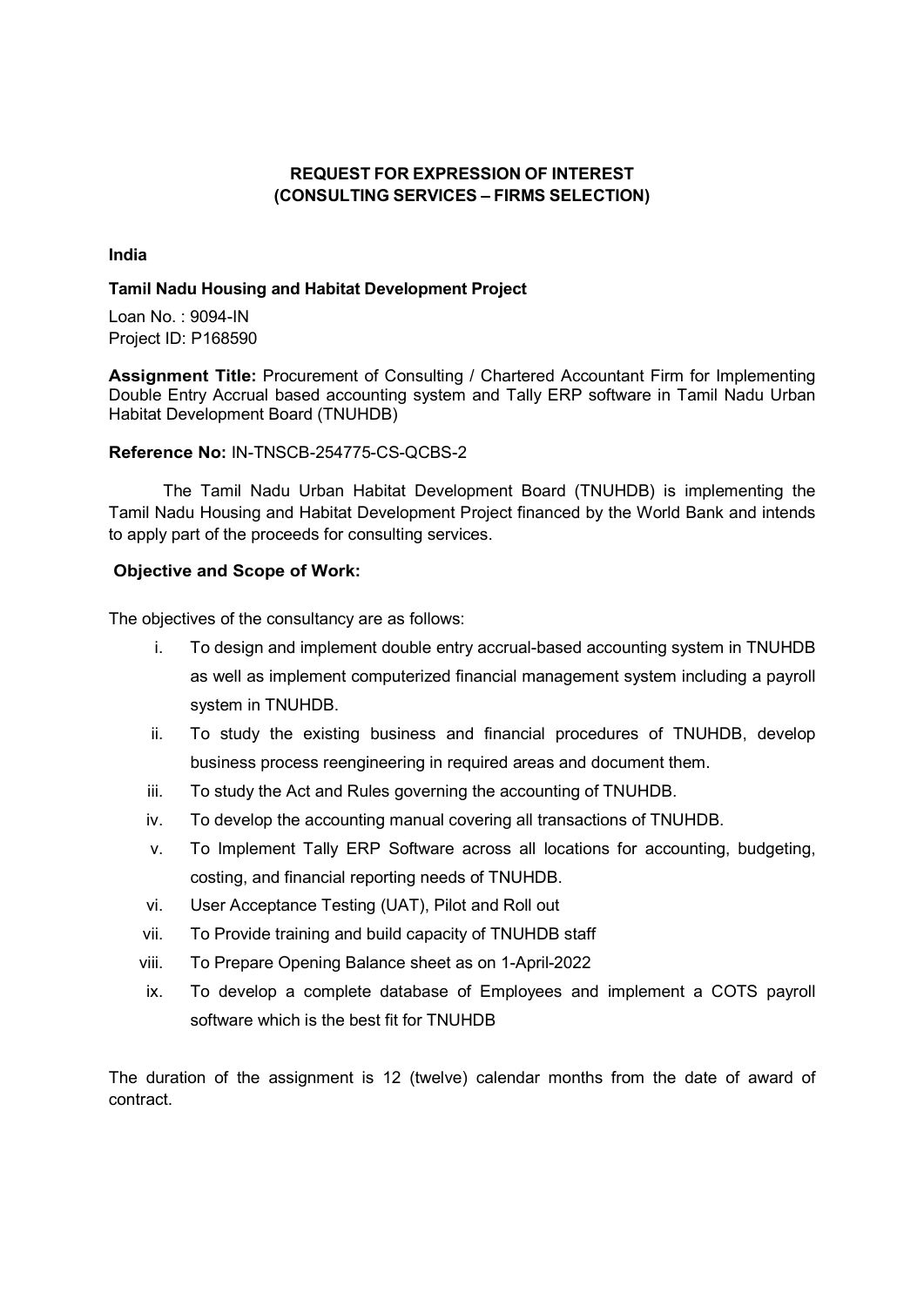# REQUEST FOR EXPRESSION OF INTEREST
# (CONSULTING SERVICES – FIRMS SELECTION)

**India**

**Tamil Nadu Housing and Habitat Development Project**

Loan No. : 9094-IN
Project ID: P168590

**Assignment Title:** Procurement of Consulting / Chartered Accountant Firm for Implementing Double Entry Accrual based accounting system and Tally ERP software in Tamil Nadu Urban Habitat Development Board (TNUHDB)

**Reference No:** IN-TNSCB-254775-CS-QCBS-2

The Tamil Nadu Urban Habitat Development Board (TNUHDB) is implementing the Tamil Nadu Housing and Habitat Development Project financed by the World Bank and intends to apply part of the proceeds for consulting services.

**Objective and Scope of Work:**

The objectives of the consultancy are as follows:

i. To design and implement double entry accrual-based accounting system in TNUHDB as well as implement computerized financial management system including a payroll system in TNUHDB.

ii. To study the existing business and financial procedures of TNUHDB, develop business process reengineering in required areas and document them.

iii. To study the Act and Rules governing the accounting of TNUHDB.

iv. To develop the accounting manual covering all transactions of TNUHDB.

v. To Implement Tally ERP Software across all locations for accounting, budgeting, costing, and financial reporting needs of TNUHDB.

vi. User Acceptance Testing (UAT), Pilot and Roll out

vii. To Provide training and build capacity of TNUHDB staff

viii. To Prepare Opening Balance sheet as on 1-April-2022

ix. To develop a complete database of Employees and implement a COTS payroll software which is the best fit for TNUHDB

The duration of the assignment is 12 (twelve) calendar months from the date of award of contract.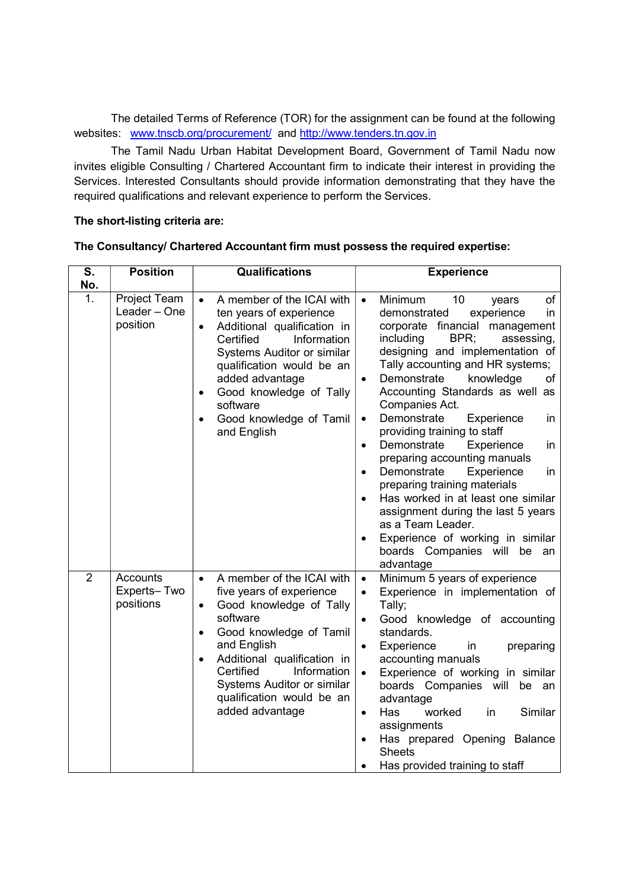The detailed Terms of Reference (TOR) for the assignment can be found at the following websites: [www.tnscb.org/procurement/](www.tnscb.org/procurement/) and [http://www.tenders.tn.gov.in](http://www.tenders.tn.gov.in)

The Tamil Nadu Urban Habitat Development Board, Government of Tamil Nadu now invites eligible Consulting / Chartered Accountant firm to indicate their interest in providing the Services. Interested Consultants should provide information demonstrating that they have the required qualifications and relevant experience to perform the Services.

**The short-listing criteria are:**

**The Consultancy/ Chartered Accountant firm must possess the required expertise:**

| S. No. | Position | Qualifications | Experience |
|---|---|---|---|
| 1. | Project Team Leader – One position | • A member of the ICAI with ten years of experience<br>• Additional qualification in Certified Information Systems Auditor or similar qualification would be an added advantage<br>• Good knowledge of Tally software<br>• Good knowledge of Tamil and English | • Minimum 10 years of demonstrated experience in corporate financial management including BPR; assessing, designing and implementation of Tally accounting and HR systems;<br>• Demonstrate knowledge of Accounting Standards as well as Companies Act.<br>• Demonstrate Experience in providing training to staff<br>• Demonstrate Experience in preparing accounting manuals<br>• Demonstrate Experience in preparing training materials<br>• Has worked in at least one similar assignment during the last 5 years as a Team Leader.<br>• Experience of working in similar boards Companies will be an advantage |
| 2 | Accounts Experts– Two positions | • A member of the ICAI with five years of experience<br>• Good knowledge of Tally software<br>• Good knowledge of Tamil and English<br>• Additional qualification in Certified Information Systems Auditor or similar qualification would be an added advantage | • Minimum 5 years of experience<br>• Experience in implementation of Tally;<br>• Good knowledge of accounting standards.<br>• Experience in preparing accounting manuals<br>• Experience of working in similar boards Companies will be an advantage<br>• Has worked in Similar assignments<br>• Has prepared Opening Balance Sheets<br>• Has provided training to staff |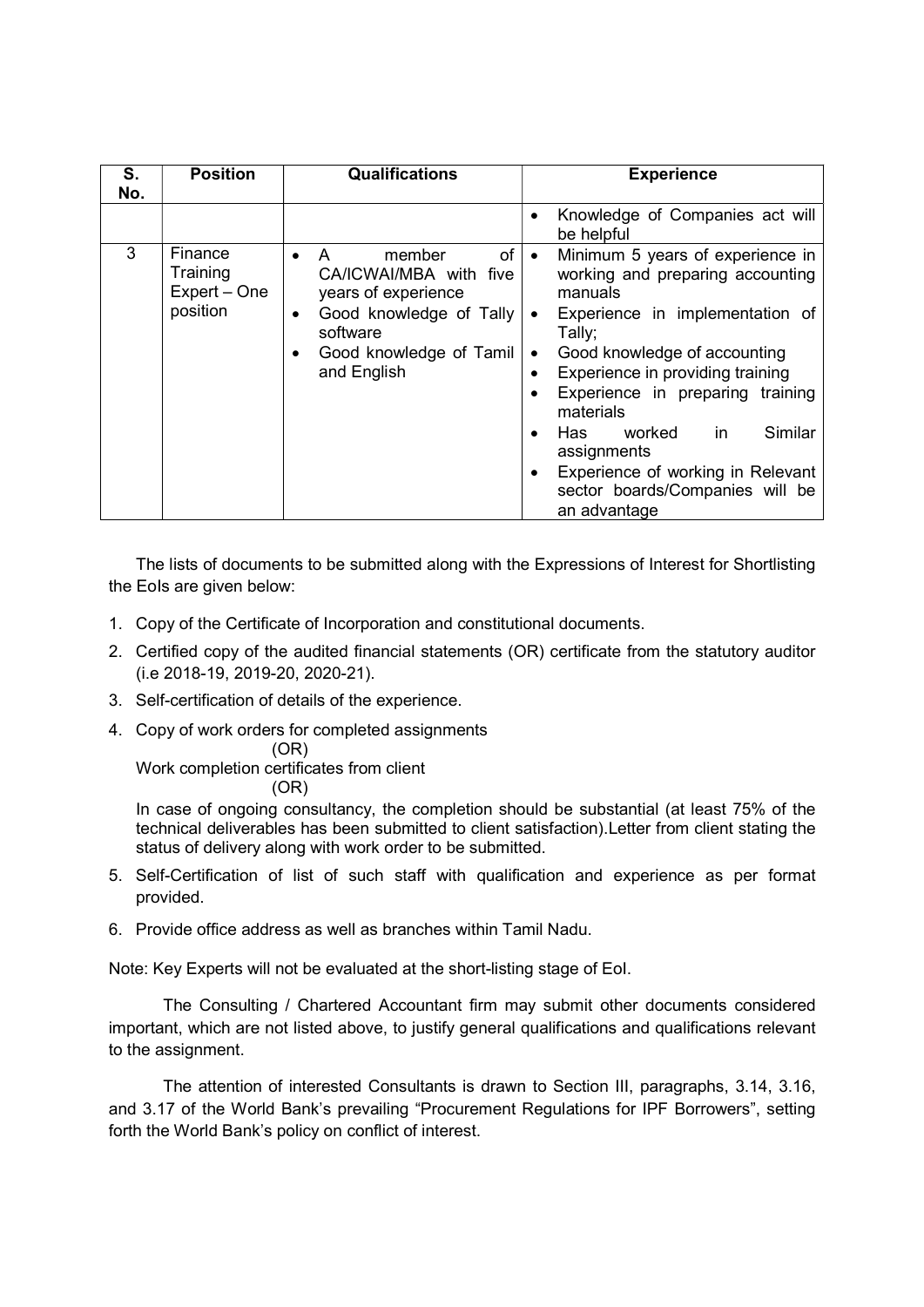| S. No. | Position | Qualifications | Experience |
|---|---|---|---|
| | | | • Knowledge of Companies act will be helpful |
| 3 | Finance Training Expert – One position | • A member of CA/ICWAI/MBA with five years of experience<br>• Good knowledge of Tally software<br>• Good knowledge of Tamil and English | • Minimum 5 years of experience in working and preparing accounting manuals<br>• Experience in implementation of Tally;<br>• Good knowledge of accounting<br>• Experience in providing training<br>• Experience in preparing training materials<br>• Has worked in Similar assignments<br>• Experience of working in Relevant sector boards/Companies will be an advantage |

The lists of documents to be submitted along with the Expressions of Interest for Shortlisting the EoIs are given below:

1. Copy of the Certificate of Incorporation and constitutional documents.
2. Certified copy of the audited financial statements (OR) certificate from the statutory auditor (i.e 2018-19, 2019-20, 2020-21).
3. Self-certification of details of the experience.
4. Copy of work orders for completed assignments

   (OR)

   Work completion certificates from client

   (OR)

   In case of ongoing consultancy, the completion should be substantial (at least 75% of the technical deliverables has been submitted to client satisfaction).Letter from client stating the status of delivery along with work order to be submitted.
5. Self-Certification of list of such staff with qualification and experience as per format provided.
6. Provide office address as well as branches within Tamil Nadu.

Note: Key Experts will not be evaluated at the short-listing stage of EoI.

The Consulting / Chartered Accountant firm may submit other documents considered important, which are not listed above, to justify general qualifications and qualifications relevant to the assignment.

The attention of interested Consultants is drawn to Section III, paragraphs, 3.14, 3.16, and 3.17 of the World Bank's prevailing "Procurement Regulations for IPF Borrowers", setting forth the World Bank's policy on conflict of interest.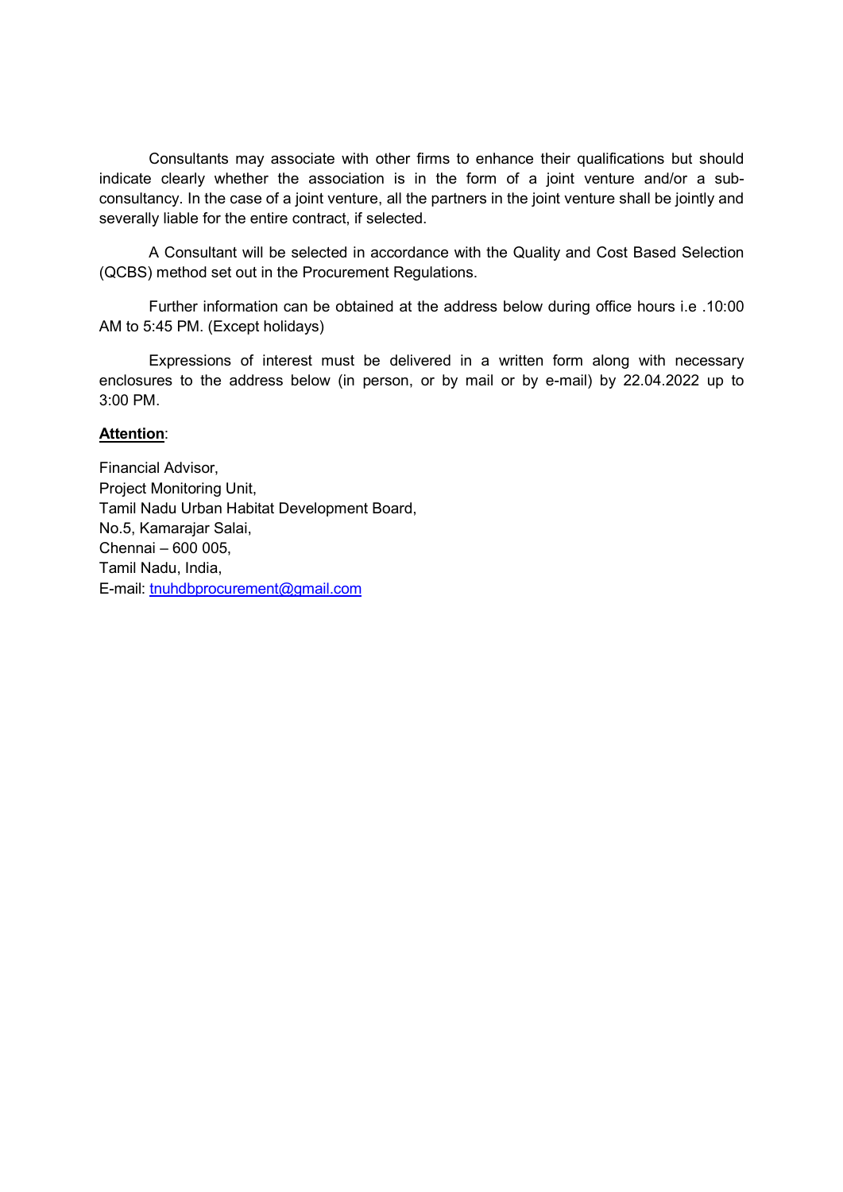Consultants may associate with other firms to enhance their qualifications but should indicate clearly whether the association is in the form of a joint venture and/or a sub-consultancy. In the case of a joint venture, all the partners in the joint venture shall be jointly and severally liable for the entire contract, if selected.

A Consultant will be selected in accordance with the Quality and Cost Based Selection (QCBS) method set out in the Procurement Regulations.

Further information can be obtained at the address below during office hours i.e .10:00 AM to 5:45 PM. (Except holidays)

Expressions of interest must be delivered in a written form along with necessary enclosures to the address below (in person, or by mail or by e-mail) by 22.04.2022 up to 3:00 PM.

**Attention**:

Financial Advisor,
Project Monitoring Unit,
Tamil Nadu Urban Habitat Development Board,
No.5, Kamarajar Salai,
Chennai – 600 005,
Tamil Nadu, India,
E-mail: tnuhdbprocurement@gmail.com